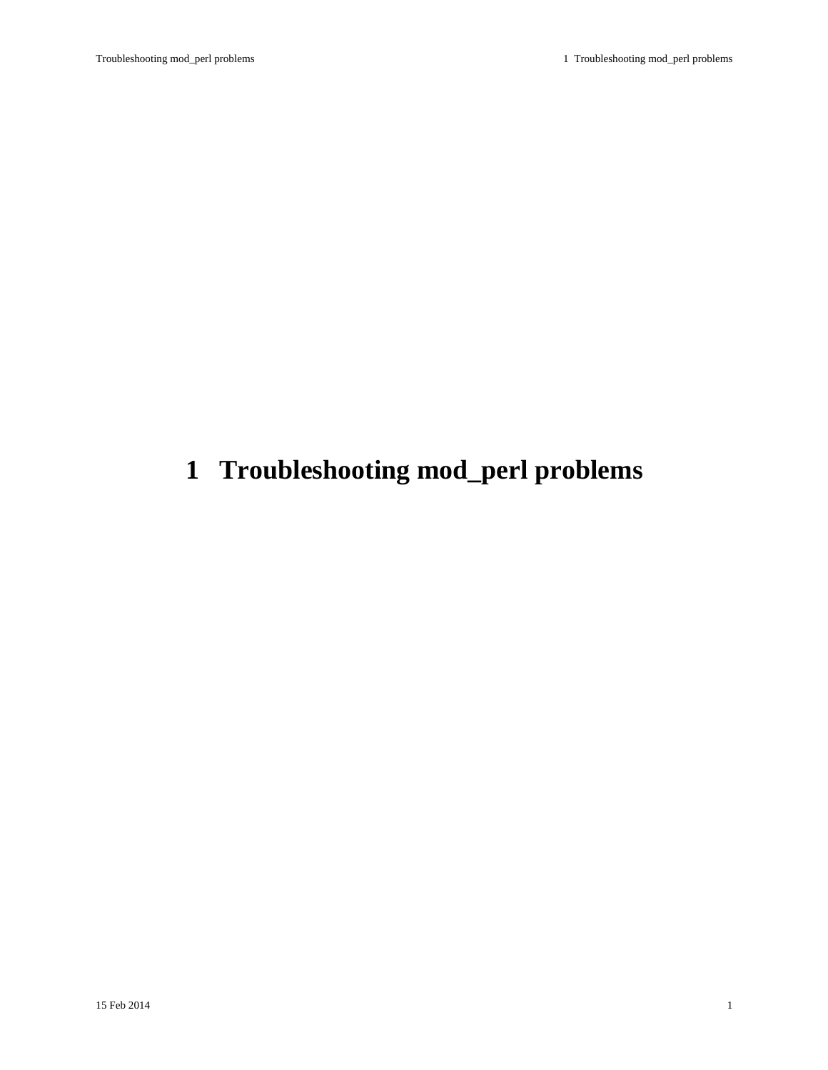# 1 Troubleshooting mod_perl problems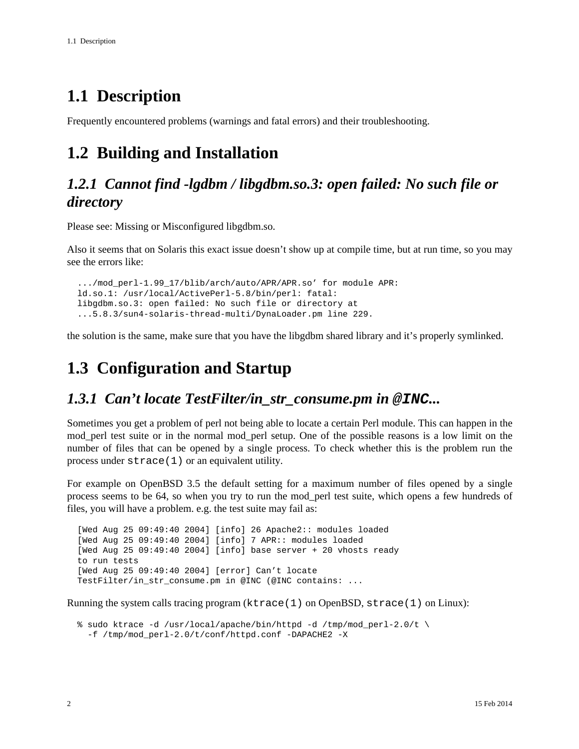## 1.1 Description

Frequently encountered problems (warnings and fatal errors) and their troubleshooting.

## 1.2 Building and Installation

### *1.2.1 Cannot find -lgdbm / libgdbm.so.3: open failed: No such file or directory*

Please see: Missing or Misconfigured libgdbm.so.

Also it seems that on Solaris this exact issue doesn't show up at compile time, but at run time, so you may see the errors like:

```
.../mod_perl-1.99_17/blib/arch/auto/APR/APR.so' for module APR:
ld.so.1: /usr/local/ActivePerl-5.8/bin/perl: fatal:
libgdbm.so.3: open failed: No such file or directory at
...5.8.3/sun4-solaris-thread-multi/DynaLoader.pm line 229.
```

the solution is the same, make sure that you have the libgdbm shared library and it's properly symlinked.

## 1.3 Configuration and Startup

### *1.3.1 Can't locate TestFilter/in_str_consume.pm in `@INC`...*

Sometimes you get a problem of perl not being able to locate a certain Perl module. This can happen in the mod_perl test suite or in the normal mod_perl setup. One of the possible reasons is a low limit on the number of files that can be opened by a single process. To check whether this is the problem run the process under `strace(1)` or an equivalent utility.

For example on OpenBSD 3.5 the default setting for a maximum number of files opened by a single process seems to be 64, so when you try to run the mod_perl test suite, which opens a few hundreds of files, you will have a problem. e.g. the test suite may fail as:

```
[Wed Aug 25 09:49:40 2004] [info] 26 Apache2:: modules loaded
[Wed Aug 25 09:49:40 2004] [info] 7 APR:: modules loaded
[Wed Aug 25 09:49:40 2004] [info] base server + 20 vhosts ready
to run tests
[Wed Aug 25 09:49:40 2004] [error] Can't locate
TestFilter/in_str_consume.pm in @INC (@INC contains: ...
```

Running the system calls tracing program (`ktrace(1)` on OpenBSD, `strace(1)` on Linux):

```
% sudo ktrace -d /usr/local/apache/bin/httpd -d /tmp/mod_perl-2.0/t \
  -f /tmp/mod_perl-2.0/t/conf/httpd.conf -DAPACHE2 -X
```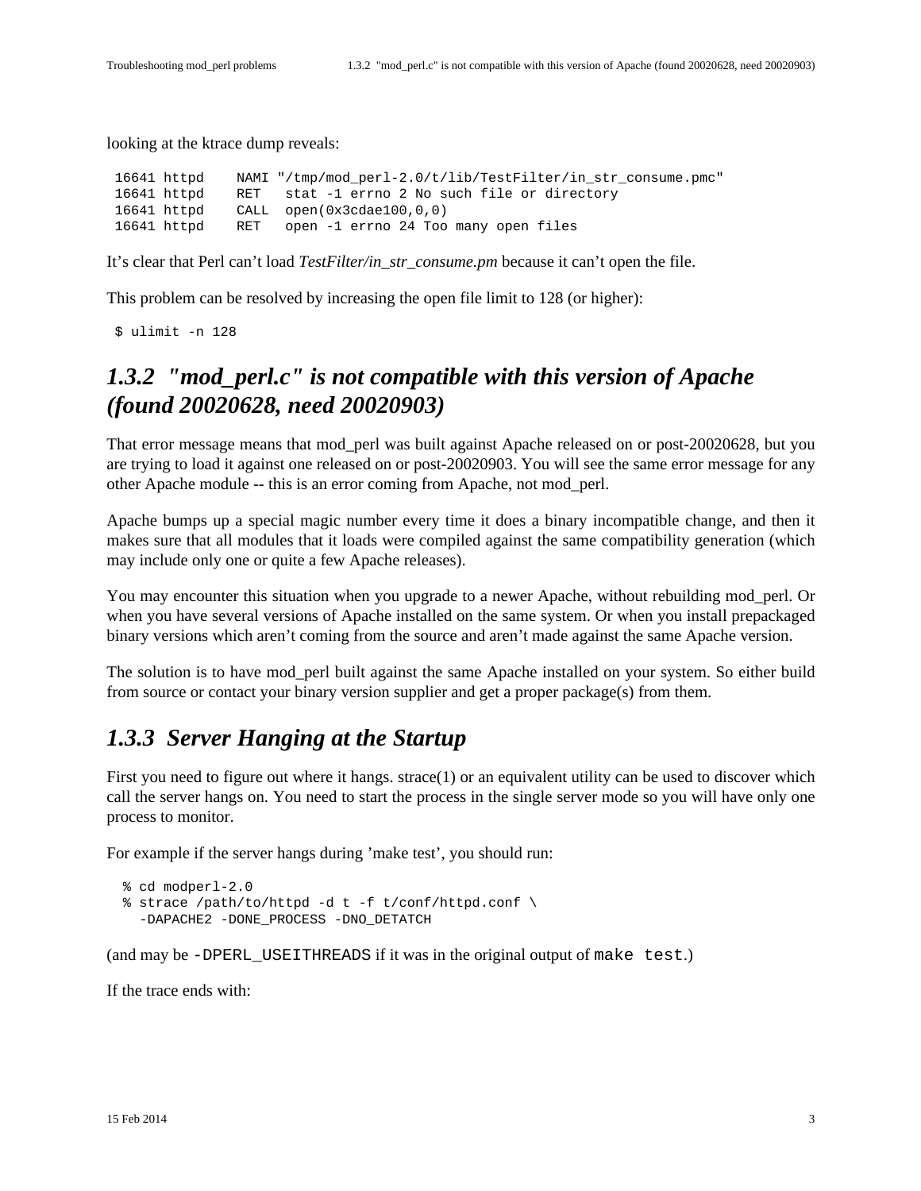looking at the ktrace dump reveals:

```
16641 httpd    NAMI "/tmp/mod_perl-2.0/t/lib/TestFilter/in_str_consume.pmc"
16641 httpd    RET   stat -1 errno 2 No such file or directory
16641 httpd    CALL  open(0x3cdae100,0,0)
16641 httpd    RET   open -1 errno 24 Too many open files
```

It's clear that Perl can't load *TestFilter/in_str_consume.pm* because it can't open the file.

This problem can be resolved by increasing the open file limit to 128 (or higher):

```
$ ulimit -n 128
```

### 1.3.2 "mod_perl.c" is not compatible with this version of Apache (found 20020628, need 20020903)

That error message means that mod_perl was built against Apache released on or post-20020628, but you are trying to load it against one released on or post-20020903. You will see the same error message for any other Apache module -- this is an error coming from Apache, not mod_perl.

Apache bumps up a special magic number every time it does a binary incompatible change, and then it makes sure that all modules that it loads were compiled against the same compatibility generation (which may include only one or quite a few Apache releases).

You may encounter this situation when you upgrade to a newer Apache, without rebuilding mod_perl. Or when you have several versions of Apache installed on the same system. Or when you install prepackaged binary versions which aren't coming from the source and aren't made against the same Apache version.

The solution is to have mod_perl built against the same Apache installed on your system. So either build from source or contact your binary version supplier and get a proper package(s) from them.

### 1.3.3 Server Hanging at the Startup

First you need to figure out where it hangs. strace(1) or an equivalent utility can be used to discover which call the server hangs on. You need to start the process in the single server mode so you will have only one process to monitor.

For example if the server hangs during 'make test', you should run:

```
% cd modperl-2.0
% strace /path/to/httpd -d t -f t/conf/httpd.conf \
  -DAPACHE2 -DONE_PROCESS -DNO_DETATCH
```

(and may be `-DPERL_USEITHREADS` if it was in the original output of `make test`.)

If the trace ends with: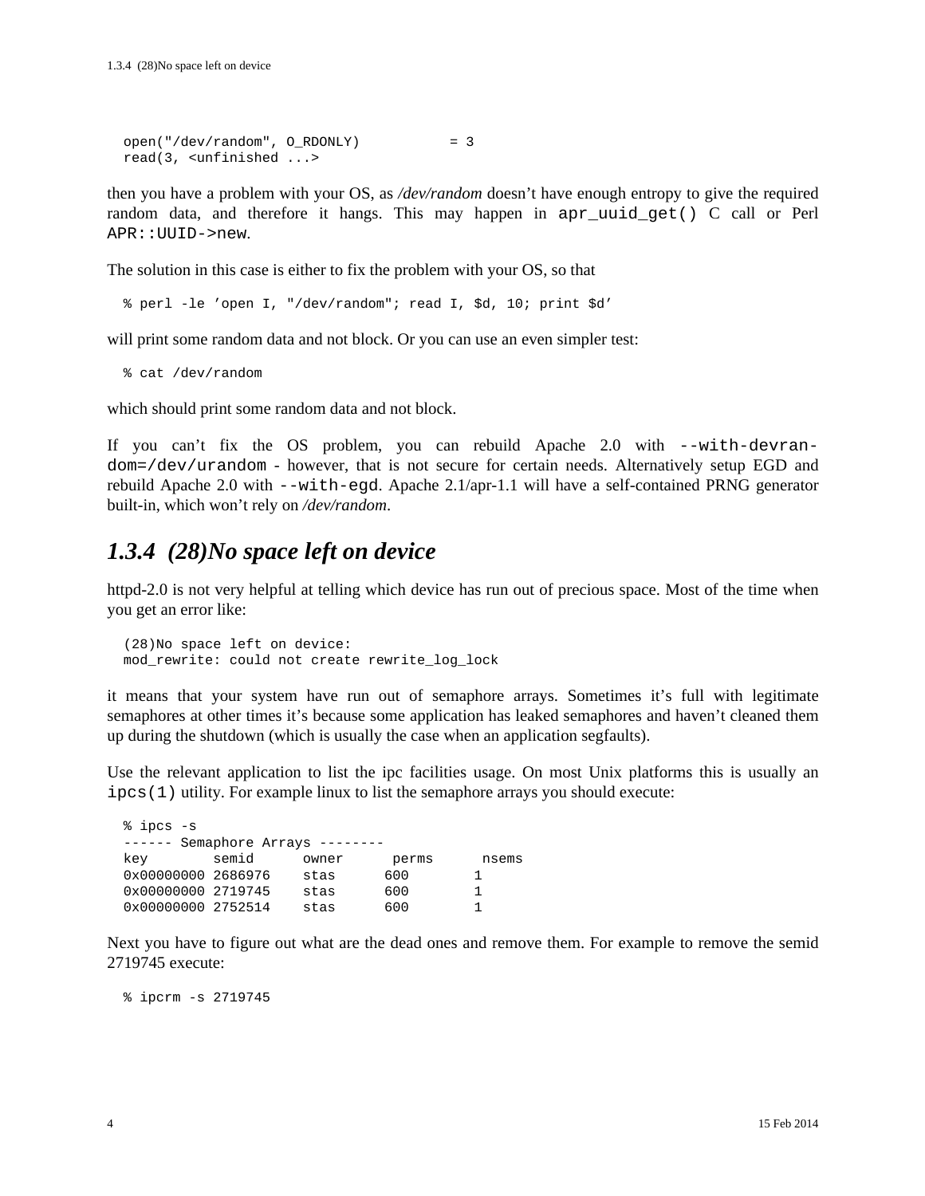```
open("/dev/random", O_RDONLY)          = 3
read(3, <unfinished ...>
```

then you have a problem with your OS, as */dev/random* doesn't have enough entropy to give the required random data, and therefore it hangs. This may happen in `apr_uuid_get()` C call or Perl `APR::UUID->new`.

The solution in this case is either to fix the problem with your OS, so that

```
% perl -le 'open I, "/dev/random"; read I, $d, 10; print $d'
```

will print some random data and not block. Or you can use an even simpler test:

```
% cat /dev/random
```

which should print some random data and not block.

If you can't fix the OS problem, you can rebuild Apache 2.0 with `--with-devrandom=/dev/urandom` - however, that is not secure for certain needs. Alternatively setup EGD and rebuild Apache 2.0 with `--with-egd`. Apache 2.1/apr-1.1 will have a self-contained PRNG generator built-in, which won't rely on */dev/random*.

### *1.3.4 (28)No space left on device*

httpd-2.0 is not very helpful at telling which device has run out of precious space. Most of the time when you get an error like:

```
(28)No space left on device:
mod_rewrite: could not create rewrite_log_lock
```

it means that your system have run out of semaphore arrays. Sometimes it's full with legitimate semaphores at other times it's because some application has leaked semaphores and haven't cleaned them up during the shutdown (which is usually the case when an application segfaults).

Use the relevant application to list the ipc facilities usage. On most Unix platforms this is usually an `ipcs(1)` utility. For example linux to list the semaphore arrays you should execute:

```
% ipcs -s
------ Semaphore Arrays --------
key        semid      owner      perms      nsems
0x00000000 2686976    stas      600        1
0x00000000 2719745    stas      600        1
0x00000000 2752514    stas      600        1
```

Next you have to figure out what are the dead ones and remove them. For example to remove the semid 2719745 execute:

```
% ipcrm -s 2719745
```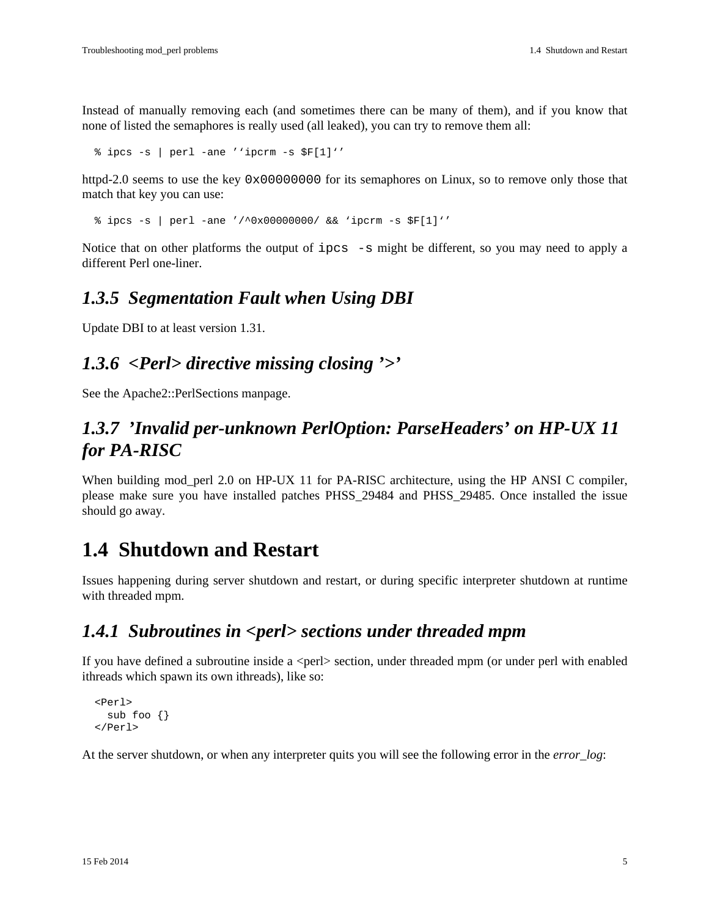Instead of manually removing each (and sometimes there can be many of them), and if you know that none of listed the semaphores is really used (all leaked), you can try to remove them all:

```
% ipcs -s | perl -ane ''ipcrm -s $F[1]''
```

httpd-2.0 seems to use the key `0x00000000` for its semaphores on Linux, so to remove only those that match that key you can use:

```
% ipcs -s | perl -ane '/^0x00000000/ && 'ipcrm -s $F[1]''
```

Notice that on other platforms the output of `ipcs -s` might be different, so you may need to apply a different Perl one-liner.

### *1.3.5 Segmentation Fault when Using DBI*

Update DBI to at least version 1.31.

### *1.3.6 <Perl> directive missing closing '>'*

See the Apache2::PerlSections manpage.

### *1.3.7 'Invalid per-unknown PerlOption: ParseHeaders' on HP-UX 11 for PA-RISC*

When building mod_perl 2.0 on HP-UX 11 for PA-RISC architecture, using the HP ANSI C compiler, please make sure you have installed patches PHSS_29484 and PHSS_29485. Once installed the issue should go away.

## 1.4 Shutdown and Restart

Issues happening during server shutdown and restart, or during specific interpreter shutdown at runtime with threaded mpm.

### *1.4.1 Subroutines in <perl> sections under threaded mpm*

If you have defined a subroutine inside a <perl> section, under threaded mpm (or under perl with enabled ithreads which spawn its own ithreads), like so:

```
<Perl>
  sub foo {}
</Perl>
```

At the server shutdown, or when any interpreter quits you will see the following error in the *error_log*: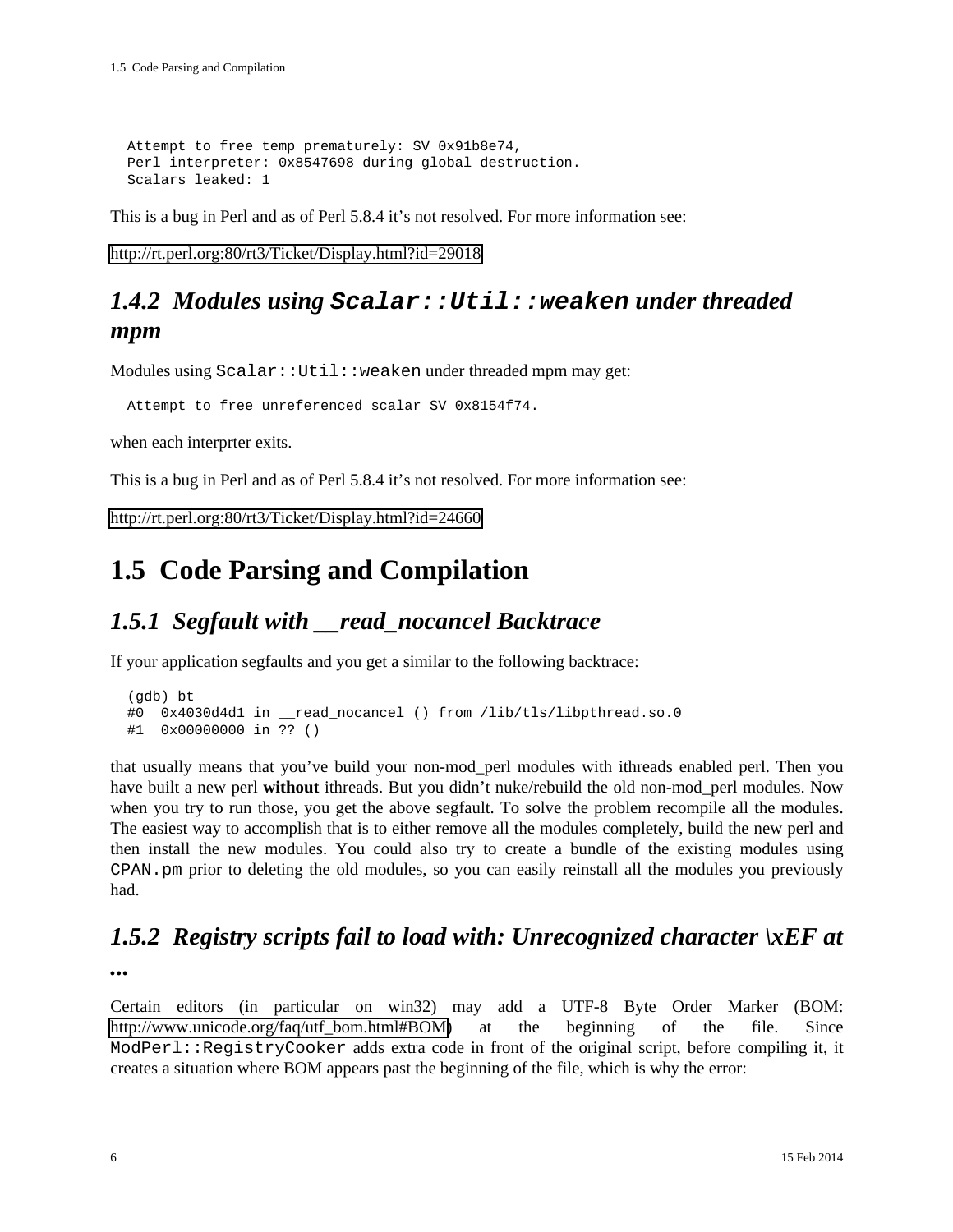```
Attempt to free temp prematurely: SV 0x91b8e74,
Perl interpreter: 0x8547698 during global destruction.
Scalars leaked: 1
```

This is a bug in Perl and as of Perl 5.8.4 it's not resolved. For more information see:

http://rt.perl.org:80/rt3/Ticket/Display.html?id=29018

### *1.4.2 Modules using `Scalar::Util::weaken` under threaded mpm*

Modules using `Scalar::Util::weaken` under threaded mpm may get:

```
Attempt to free unreferenced scalar SV 0x8154f74.
```

when each interprter exits.

This is a bug in Perl and as of Perl 5.8.4 it's not resolved. For more information see:

http://rt.perl.org:80/rt3/Ticket/Display.html?id=24660

## 1.5 Code Parsing and Compilation

### *1.5.1 Segfault with __read_nocancel Backtrace*

If your application segfaults and you get a similar to the following backtrace:

```
(gdb) bt
#0  0x4030d4d1 in __read_nocancel () from /lib/tls/libpthread.so.0
#1  0x00000000 in ?? ()
```

that usually means that you've build your non-mod_perl modules with ithreads enabled perl. Then you have built a new perl **without** ithreads. But you didn't nuke/rebuild the old non-mod_perl modules. Now when you try to run those, you get the above segfault. To solve the problem recompile all the modules. The easiest way to accomplish that is to either remove all the modules completely, build the new perl and then install the new modules. You could also try to create a bundle of the existing modules using `CPAN.pm` prior to deleting the old modules, so you can easily reinstall all the modules you previously had.

### *1.5.2 Registry scripts fail to load with: Unrecognized character \xEF at ...*

Certain editors (in particular on win32) may add a UTF-8 Byte Order Marker (BOM: http://www.unicode.org/faq/utf_bom.html#BOM) at the beginning of the file. Since `ModPerl::RegistryCooker` adds extra code in front of the original script, before compiling it, it creates a situation where BOM appears past the beginning of the file, which is why the error: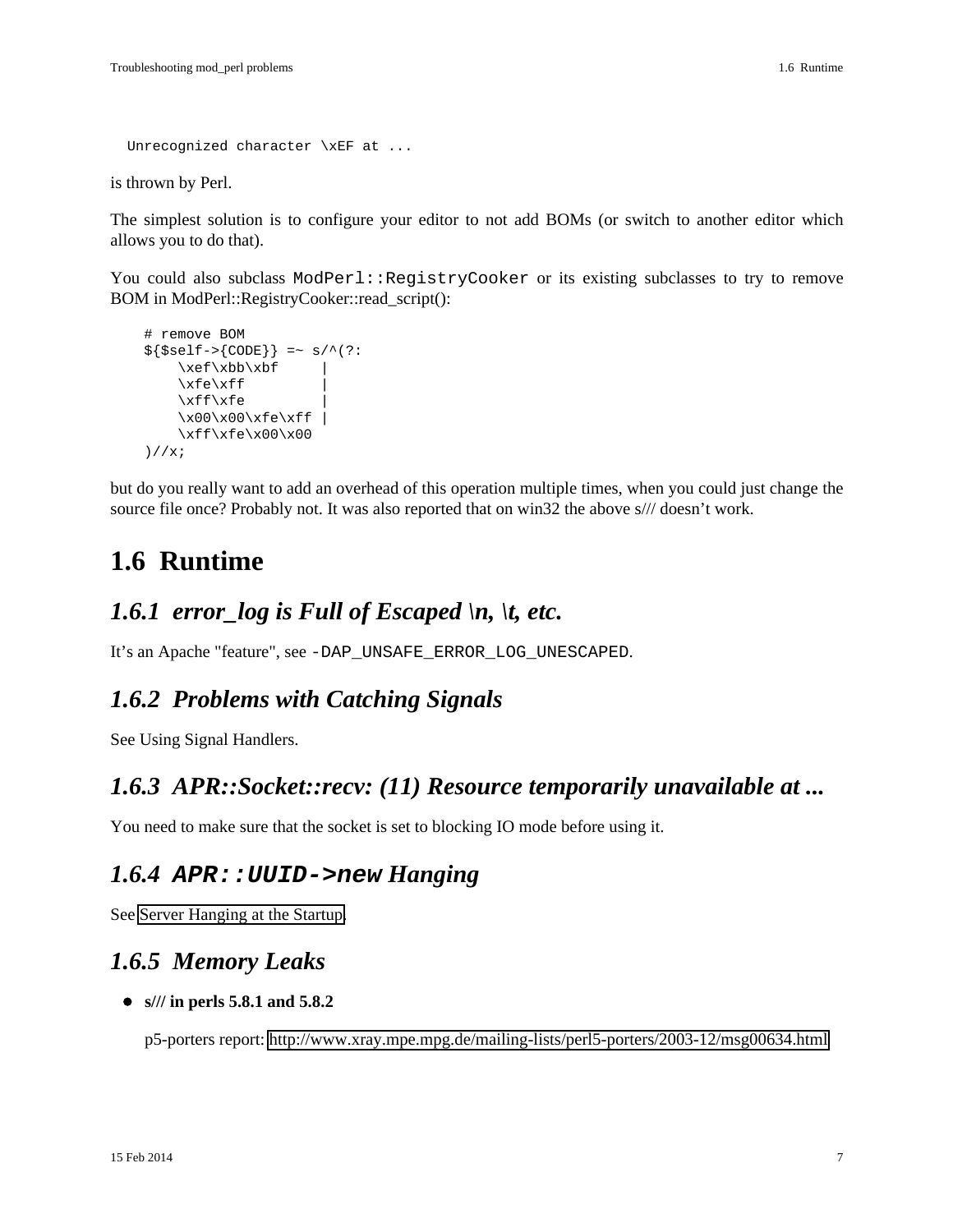```
Unrecognized character \xEF at ...
```

is thrown by Perl.

The simplest solution is to configure your editor to not add BOMs (or switch to another editor which allows you to do that).

You could also subclass `ModPerl::RegistryCooker` or its existing subclasses to try to remove BOM in ModPerl::RegistryCooker::read_script():

```
# remove BOM
${$self->{CODE}} =~ s/^(?:
    \xef\xbb\xbf     |
    \xfe\xff         |
    \xff\xfe         |
    \x00\x00\xfe\xff |
    \xff\xfe\x00\x00
)//x;
```

but do you really want to add an overhead of this operation multiple times, when you could just change the source file once? Probably not. It was also reported that on win32 the above s/// doesn't work.

## 1.6 Runtime

### 1.6.1 *error_log is Full of Escaped \n, \t, etc.*

It's an Apache "feature", see `-DAP_UNSAFE_ERROR_LOG_UNESCAPED`.

### 1.6.2 *Problems with Catching Signals*

See Using Signal Handlers.

### 1.6.3 *APR::Socket::recv: (11) Resource temporarily unavailable at ...*

You need to make sure that the socket is set to blocking IO mode before using it.

### 1.6.4 *`APR::UUID->new` Hanging*

See Server Hanging at the Startup.

### 1.6.5 *Memory Leaks*

- **s/// in perls 5.8.1 and 5.8.2**

  p5-porters report: http://www.xray.mpe.mpg.de/mailing-lists/perl5-porters/2003-12/msg00634.html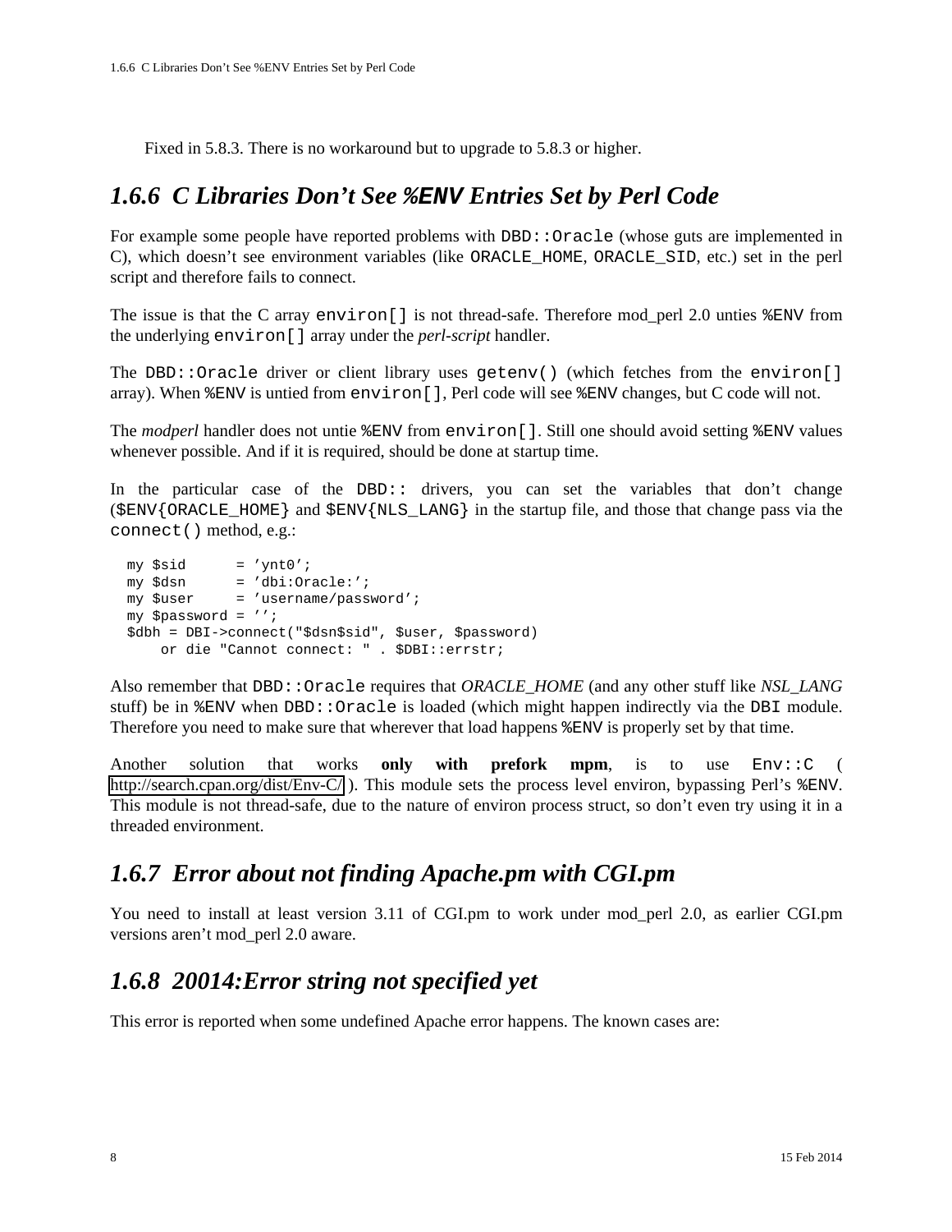Fixed in 5.8.3. There is no workaround but to upgrade to 5.8.3 or higher.

### 1.6.6 C Libraries Don't See `%ENV` Entries Set by Perl Code

For example some people have reported problems with `DBD::Oracle` (whose guts are implemented in C), which doesn't see environment variables (like `ORACLE_HOME`, `ORACLE_SID`, etc.) set in the perl script and therefore fails to connect.

The issue is that the C array `environ[]` is not thread-safe. Therefore mod_perl 2.0 unties `%ENV` from the underlying `environ[]` array under the *perl-script* handler.

The `DBD::Oracle` driver or client library uses `getenv()` (which fetches from the `environ[]` array). When `%ENV` is untied from `environ[]`, Perl code will see `%ENV` changes, but C code will not.

The *modperl* handler does not untie `%ENV` from `environ[]`. Still one should avoid setting `%ENV` values whenever possible. And if it is required, should be done at startup time.

In the particular case of the `DBD::` drivers, you can set the variables that don't change (`$ENV{ORACLE_HOME}` and `$ENV{NLS_LANG}` in the startup file, and those that change pass via the `connect()` method, e.g.:

```
my $sid      = 'ynt0';
my $dsn      = 'dbi:Oracle:';
my $user     = 'username/password';
my $password = '';
$dbh = DBI->connect("$dsn$sid", $user, $password)
    or die "Cannot connect: " . $DBI::errstr;
```

Also remember that `DBD::Oracle` requires that *ORACLE_HOME* (and any other stuff like *NSL_LANG* stuff) be in `%ENV` when `DBD::Oracle` is loaded (which might happen indirectly via the `DBI` module. Therefore you need to make sure that wherever that load happens `%ENV` is properly set by that time.

Another solution that works **only with prefork mpm**, is to use `Env::C` ( http://search.cpan.org/dist/Env-C/ ). This module sets the process level environ, bypassing Perl's `%ENV`. This module is not thread-safe, due to the nature of environ process struct, so don't even try using it in a threaded environment.

### 1.6.7 Error about not finding Apache.pm with CGI.pm

You need to install at least version 3.11 of CGI.pm to work under mod_perl 2.0, as earlier CGI.pm versions aren't mod_perl 2.0 aware.

### 1.6.8 20014:Error string not specified yet

This error is reported when some undefined Apache error happens. The known cases are: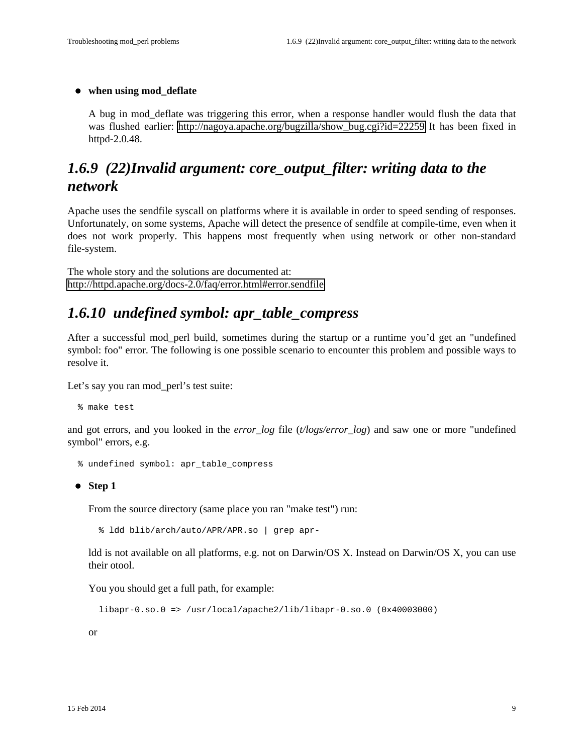- **when using mod_deflate**

  A bug in mod_deflate was triggering this error, when a response handler would flush the data that was flushed earlier: http://nagoya.apache.org/bugzilla/show_bug.cgi?id=22259 It has been fixed in httpd-2.0.48.

### *1.6.9 (22)Invalid argument: core_output_filter: writing data to the network*

Apache uses the sendfile syscall on platforms where it is available in order to speed sending of responses. Unfortunately, on some systems, Apache will detect the presence of sendfile at compile-time, even when it does not work properly. This happens most frequently when using network or other non-standard file-system.

The whole story and the solutions are documented at:
http://httpd.apache.org/docs-2.0/faq/error.html#error.sendfile

### *1.6.10 undefined symbol: apr_table_compress*

After a successful mod_perl build, sometimes during the startup or a runtime you'd get an "undefined symbol: foo" error. The following is one possible scenario to encounter this problem and possible ways to resolve it.

Let's say you ran mod_perl's test suite:

```
% make test
```

and got errors, and you looked in the *error_log* file (*t/logs/error_log*) and saw one or more "undefined symbol" errors, e.g.

```
% undefined symbol: apr_table_compress
```

- **Step 1**

  From the source directory (same place you ran "make test") run:

  ```
  % ldd blib/arch/auto/APR/APR.so | grep apr-
  ```

  ldd is not available on all platforms, e.g. not on Darwin/OS X. Instead on Darwin/OS X, you can use their otool.

  You you should get a full path, for example:

  ```
  libapr-0.so.0 => /usr/local/apache2/lib/libapr-0.so.0 (0x40003000)
  ```

  or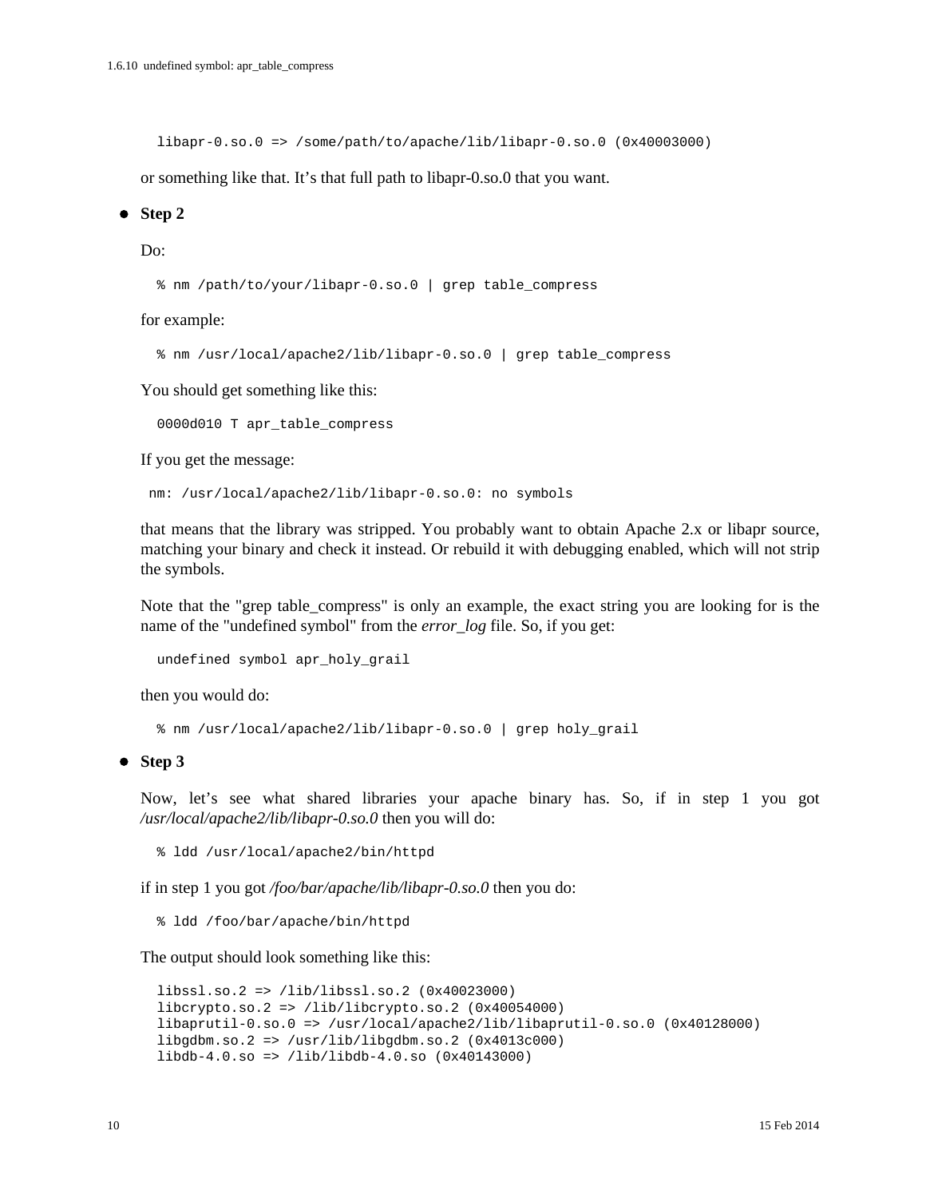```
libapr-0.so.0 => /some/path/to/apache/lib/libapr-0.so.0 (0x40003000)
```

or something like that. It's that full path to libapr-0.so.0 that you want.

- **Step 2**

  Do:

  ```
  % nm /path/to/your/libapr-0.so.0 | grep table_compress
  ```

  for example:

  ```
  % nm /usr/local/apache2/lib/libapr-0.so.0 | grep table_compress
  ```

  You should get something like this:

  ```
  0000d010 T apr_table_compress
  ```

  If you get the message:

  ```
  nm: /usr/local/apache2/lib/libapr-0.so.0: no symbols
  ```

  that means that the library was stripped. You probably want to obtain Apache 2.x or libapr source, matching your binary and check it instead. Or rebuild it with debugging enabled, which will not strip the symbols.

  Note that the "grep table_compress" is only an example, the exact string you are looking for is the name of the "undefined symbol" from the *error_log* file. So, if you get:

  ```
  undefined symbol apr_holy_grail
  ```

  then you would do:

  ```
  % nm /usr/local/apache2/lib/libapr-0.so.0 | grep holy_grail
  ```

- **Step 3**

  Now, let's see what shared libraries your apache binary has. So, if in step 1 you got */usr/local/apache2/lib/libapr-0.so.0* then you will do:

  ```
  % ldd /usr/local/apache2/bin/httpd
  ```

  if in step 1 you got */foo/bar/apache/lib/libapr-0.so.0* then you do:

  ```
  % ldd /foo/bar/apache/bin/httpd
  ```

  The output should look something like this:

  ```
  libssl.so.2 => /lib/libssl.so.2 (0x40023000)
  libcrypto.so.2 => /lib/libcrypto.so.2 (0x40054000)
  libaprutil-0.so.0 => /usr/local/apache2/lib/libaprutil-0.so.0 (0x40128000)
  libgdbm.so.2 => /usr/lib/libgdbm.so.2 (0x4013c000)
  libdb-4.0.so => /lib/libdb-4.0.so (0x40143000)
  ```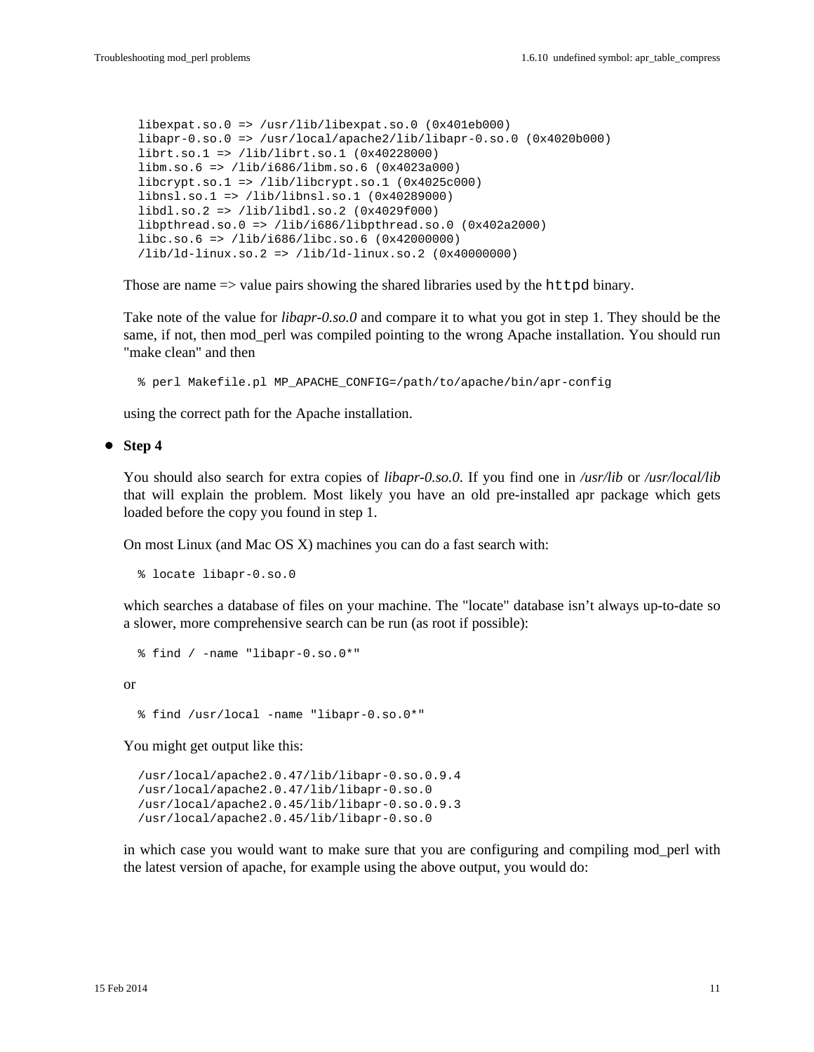```
libexpat.so.0 => /usr/lib/libexpat.so.0 (0x401eb000)
libapr-0.so.0 => /usr/local/apache2/lib/libapr-0.so.0 (0x4020b000)
librt.so.1 => /lib/librt.so.1 (0x40228000)
libm.so.6 => /lib/i686/libm.so.6 (0x4023a000)
libcrypt.so.1 => /lib/libcrypt.so.1 (0x4025c000)
libnsl.so.1 => /lib/libnsl.so.1 (0x40289000)
libdl.so.2 => /lib/libdl.so.2 (0x4029f000)
libpthread.so.0 => /lib/i686/libpthread.so.0 (0x402a2000)
libc.so.6 => /lib/i686/libc.so.6 (0x42000000)
/lib/ld-linux.so.2 => /lib/ld-linux.so.2 (0x40000000)
```

Those are name => value pairs showing the shared libraries used by the `httpd` binary.

Take note of the value for *libapr-0.so.0* and compare it to what you got in step 1. They should be the same, if not, then mod_perl was compiled pointing to the wrong Apache installation. You should run "make clean" and then

```
% perl Makefile.pl MP_APACHE_CONFIG=/path/to/apache/bin/apr-config
```

using the correct path for the Apache installation.

- **Step 4**

  You should also search for extra copies of *libapr-0.so.0*. If you find one in */usr/lib* or */usr/local/lib* that will explain the problem. Most likely you have an old pre-installed apr package which gets loaded before the copy you found in step 1.

  On most Linux (and Mac OS X) machines you can do a fast search with:

  ```
  % locate libapr-0.so.0
  ```

  which searches a database of files on your machine. The "locate" database isn't always up-to-date so a slower, more comprehensive search can be run (as root if possible):

  ```
  % find / -name "libapr-0.so.0*"
  ```

  or

  ```
  % find /usr/local -name "libapr-0.so.0*"
  ```

  You might get output like this:

  ```
  /usr/local/apache2.0.47/lib/libapr-0.so.0.9.4
  /usr/local/apache2.0.47/lib/libapr-0.so.0
  /usr/local/apache2.0.45/lib/libapr-0.so.0.9.3
  /usr/local/apache2.0.45/lib/libapr-0.so.0
  ```

  in which case you would want to make sure that you are configuring and compiling mod_perl with the latest version of apache, for example using the above output, you would do: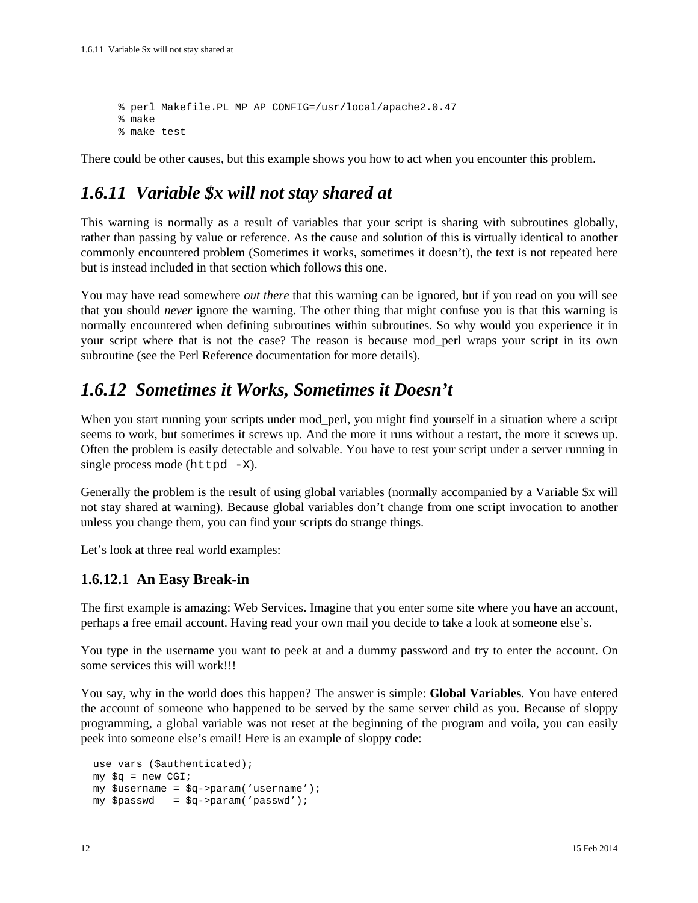```
% perl Makefile.PL MP_AP_CONFIG=/usr/local/apache2.0.47
% make
% make test
```

There could be other causes, but this example shows you how to act when you encounter this problem.

## 1.6.11 Variable $x will not stay shared at

This warning is normally as a result of variables that your script is sharing with subroutines globally, rather than passing by value or reference. As the cause and solution of this is virtually identical to another commonly encountered problem (Sometimes it works, sometimes it doesn't), the text is not repeated here but is instead included in that section which follows this one.

You may have read somewhere *out there* that this warning can be ignored, but if you read on you will see that you should *never* ignore the warning. The other thing that might confuse you is that this warning is normally encountered when defining subroutines within subroutines. So why would you experience it in your script where that is not the case? The reason is because mod_perl wraps your script in its own subroutine (see the Perl Reference documentation for more details).

## 1.6.12 Sometimes it Works, Sometimes it Doesn't

When you start running your scripts under mod_perl, you might find yourself in a situation where a script seems to work, but sometimes it screws up. And the more it runs without a restart, the more it screws up. Often the problem is easily detectable and solvable. You have to test your script under a server running in single process mode (`httpd -X`).

Generally the problem is the result of using global variables (normally accompanied by a Variable $x will not stay shared at warning). Because global variables don't change from one script invocation to another unless you change them, you can find your scripts do strange things.

Let's look at three real world examples:

### 1.6.12.1 An Easy Break-in

The first example is amazing: Web Services. Imagine that you enter some site where you have an account, perhaps a free email account. Having read your own mail you decide to take a look at someone else's.

You type in the username you want to peek at and a dummy password and try to enter the account. On some services this will work!!!

You say, why in the world does this happen? The answer is simple: **Global Variables**. You have entered the account of someone who happened to be served by the same server child as you. Because of sloppy programming, a global variable was not reset at the beginning of the program and voila, you can easily peek into someone else's email! Here is an example of sloppy code:

```
use vars ($authenticated);
my $q = new CGI;
my $username = $q->param('username');
my $passwd   = $q->param('passwd');
```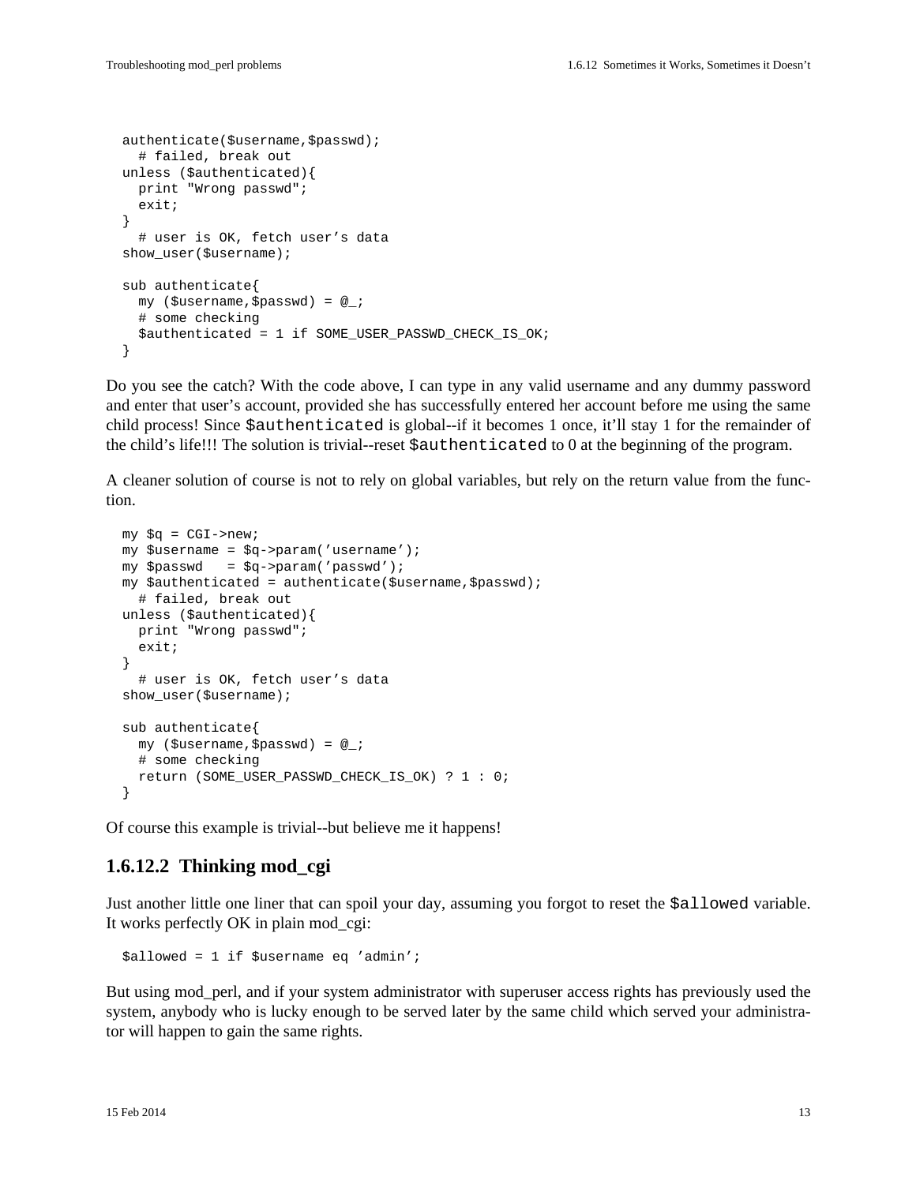```
authenticate($username,$passwd);
  # failed, break out
unless ($authenticated){
  print "Wrong passwd";
  exit;
}
  # user is OK, fetch user's data
show_user($username);

sub authenticate{
  my ($username,$passwd) = @_;
  # some checking
  $authenticated = 1 if SOME_USER_PASSWD_CHECK_IS_OK;
}
```

Do you see the catch? With the code above, I can type in any valid username and any dummy password and enter that user's account, provided she has successfully entered her account before me using the same child process! Since `$authenticated` is global--if it becomes 1 once, it'll stay 1 for the remainder of the child's life!!! The solution is trivial--reset `$authenticated` to 0 at the beginning of the program.

A cleaner solution of course is not to rely on global variables, but rely on the return value from the function.

```
my $q = CGI->new;
my $username = $q->param('username');
my $passwd   = $q->param('passwd');
my $authenticated = authenticate($username,$passwd);
  # failed, break out
unless ($authenticated){
  print "Wrong passwd";
  exit;
}
  # user is OK, fetch user's data
show_user($username);

sub authenticate{
  my ($username,$passwd) = @_;
  # some checking
  return (SOME_USER_PASSWD_CHECK_IS_OK) ? 1 : 0;
}
```

Of course this example is trivial--but believe me it happens!

### 1.6.12.2 Thinking mod_cgi

Just another little one liner that can spoil your day, assuming you forgot to reset the `$allowed` variable. It works perfectly OK in plain mod_cgi:

```
$allowed = 1 if $username eq 'admin';
```

But using mod_perl, and if your system administrator with superuser access rights has previously used the system, anybody who is lucky enough to be served later by the same child which served your administrator will happen to gain the same rights.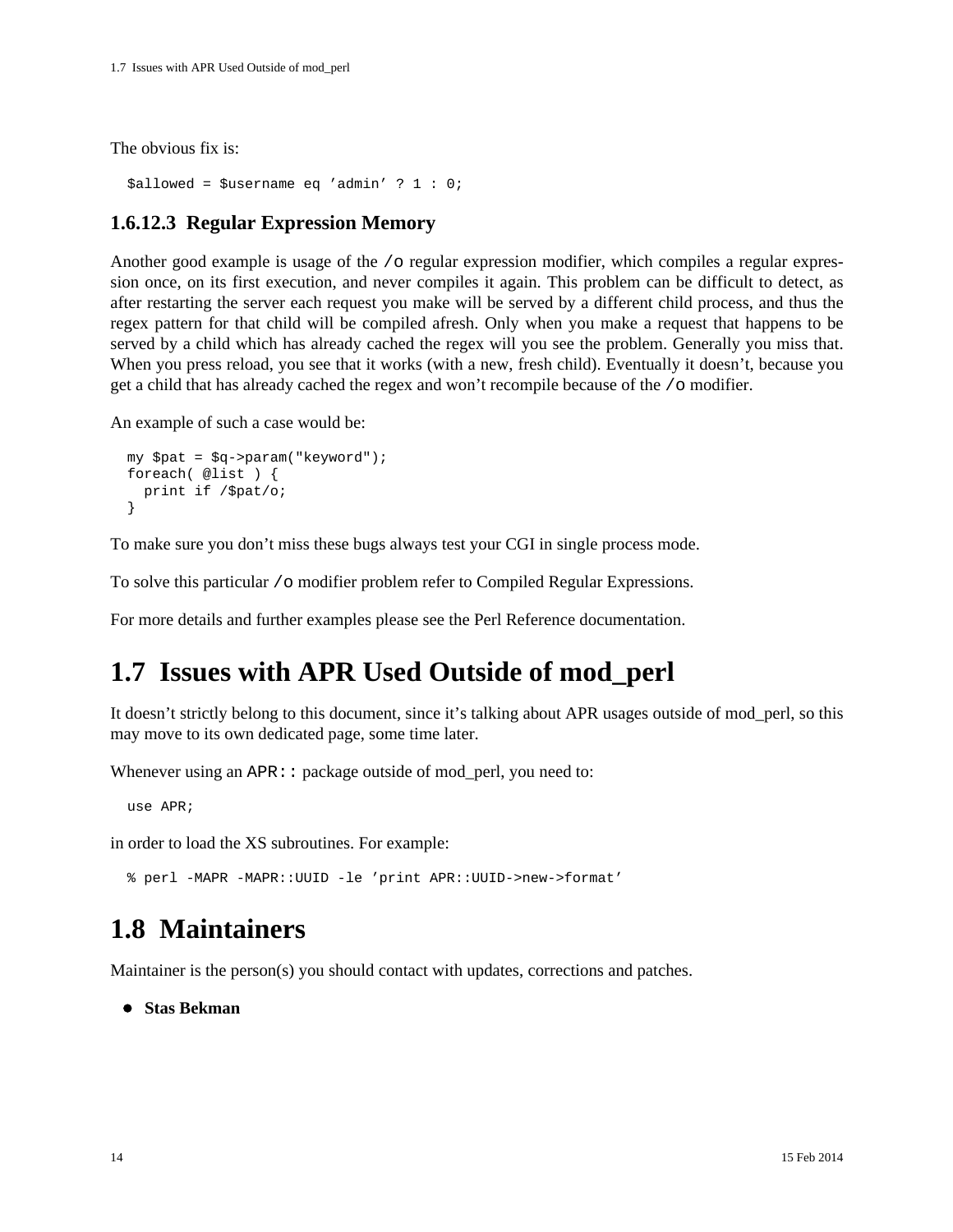The obvious fix is:

```
$allowed = $username eq 'admin' ? 1 : 0;
```

### 1.6.12.3 Regular Expression Memory

Another good example is usage of the `/o` regular expression modifier, which compiles a regular expression once, on its first execution, and never compiles it again. This problem can be difficult to detect, as after restarting the server each request you make will be served by a different child process, and thus the regex pattern for that child will be compiled afresh. Only when you make a request that happens to be served by a child which has already cached the regex will you see the problem. Generally you miss that. When you press reload, you see that it works (with a new, fresh child). Eventually it doesn't, because you get a child that has already cached the regex and won't recompile because of the `/o` modifier.

An example of such a case would be:

```
my $pat = $q->param("keyword");
foreach( @list ) {
  print if /$pat/o;
}
```

To make sure you don't miss these bugs always test your CGI in single process mode.

To solve this particular `/o` modifier problem refer to Compiled Regular Expressions.

For more details and further examples please see the Perl Reference documentation.

## 1.7 Issues with APR Used Outside of mod_perl

It doesn't strictly belong to this document, since it's talking about APR usages outside of mod_perl, so this may move to its own dedicated page, some time later.

Whenever using an `APR::` package outside of mod_perl, you need to:

```
use APR;
```

in order to load the XS subroutines. For example:

```
% perl -MAPR -MAPR::UUID -le 'print APR::UUID->new->format'
```

## 1.8 Maintainers

Maintainer is the person(s) you should contact with updates, corrections and patches.

- **Stas Bekman**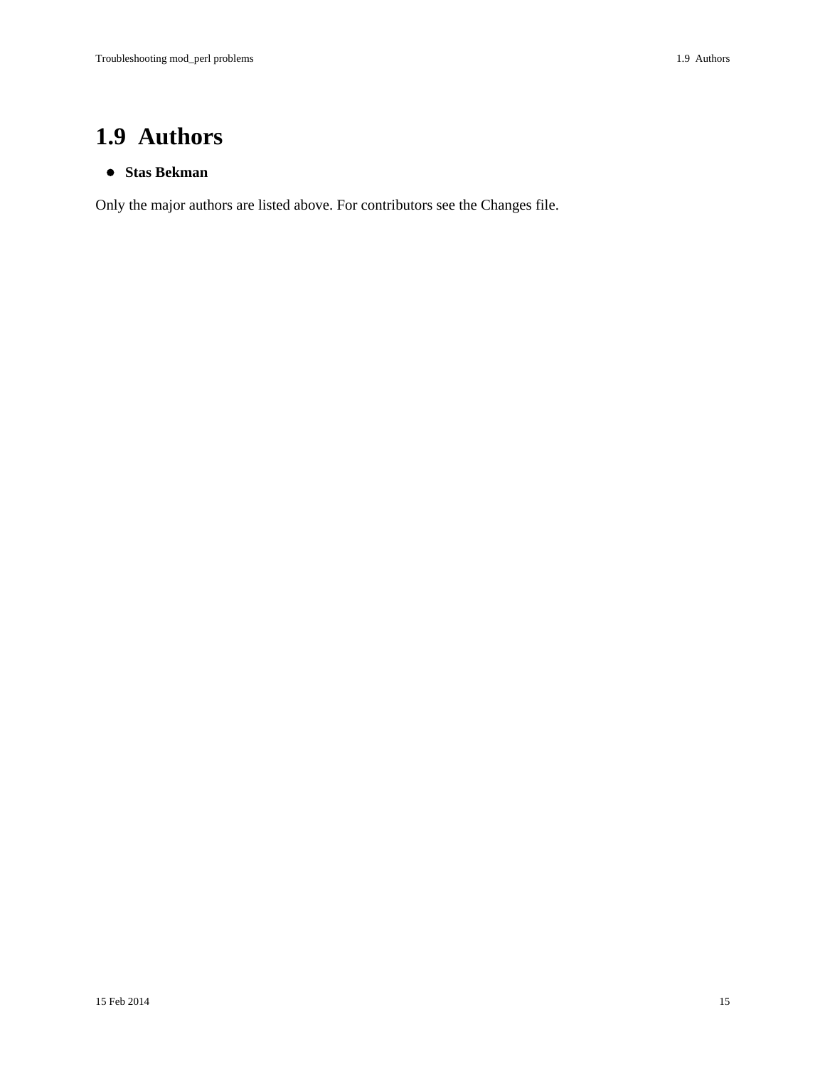## 1.9 Authors

- **Stas Bekman**

Only the major authors are listed above. For contributors see the Changes file.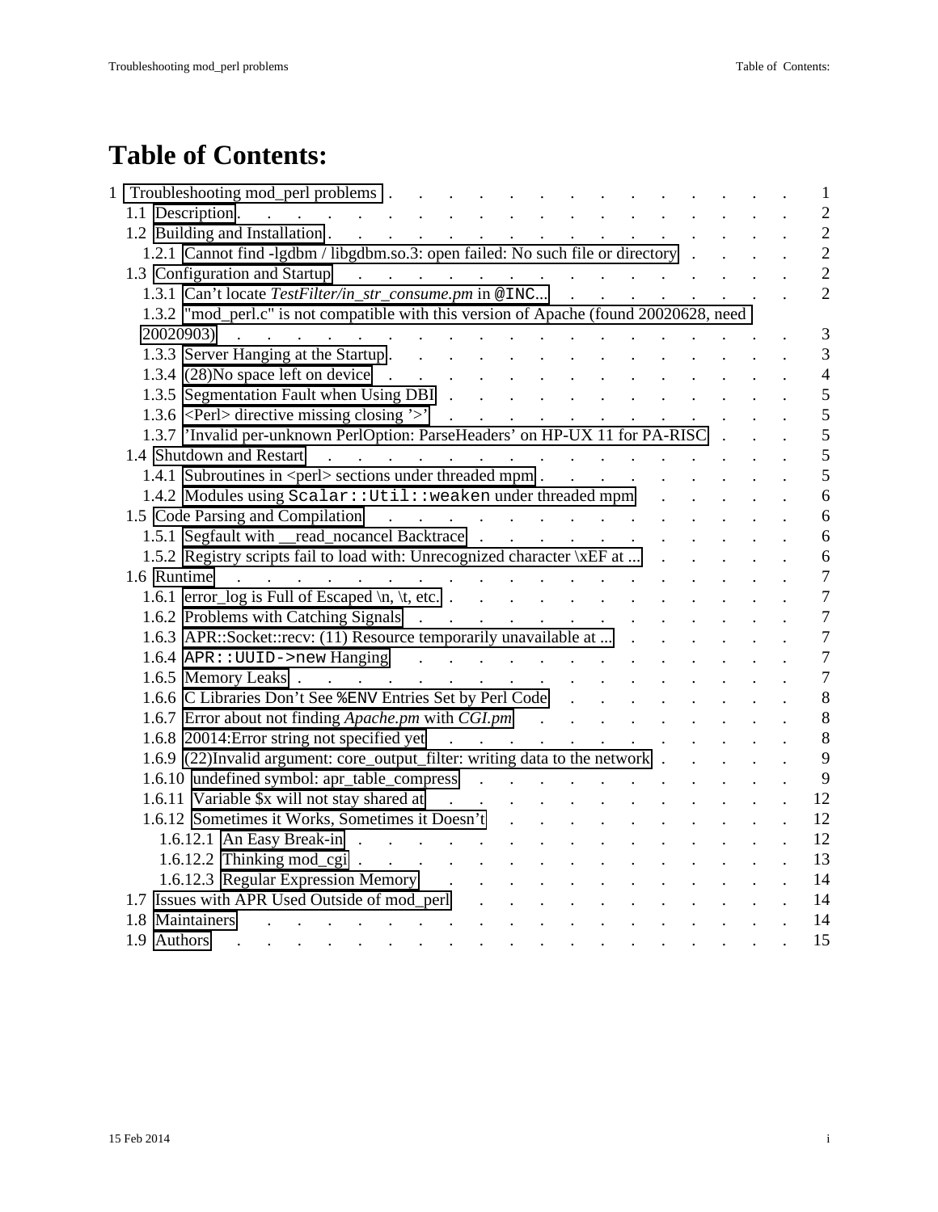# Table of Contents:

- 1 Troubleshooting mod_perl problems . . . 1
  - 1.1 Description . . . 2
  - 1.2 Building and Installation . . . 2
    - 1.2.1 Cannot find -lgdbm / libgdbm.so.3: open failed: No such file or directory . . . 2
  - 1.3 Configuration and Startup . . . 2
    - 1.3.1 Can't locate *TestFilter/in_str_consume.pm* in `@INC`... . . . 2
    - 1.3.2 "mod_perl.c" is not compatible with this version of Apache (found 20020628, need 20020903) . . . 3
    - 1.3.3 Server Hanging at the Startup . . . 3
    - 1.3.4 (28)No space left on device . . . 4
    - 1.3.5 Segmentation Fault when Using DBI . . . 5
    - 1.3.6 <Perl> directive missing closing '>' . . . 5
    - 1.3.7 'Invalid per-unknown PerlOption: ParseHeaders' on HP-UX 11 for PA-RISC . . . 5
  - 1.4 Shutdown and Restart . . . 5
    - 1.4.1 Subroutines in <perl> sections under threaded mpm . . . 5
    - 1.4.2 Modules using `Scalar::Util::weaken` under threaded mpm . . . 6
  - 1.5 Code Parsing and Compilation . . . 6
    - 1.5.1 Segfault with __read_nocancel Backtrace . . . 6
    - 1.5.2 Registry scripts fail to load with: Unrecognized character \xEF at ... . . . 6
  - 1.6 Runtime . . . 7
    - 1.6.1 error_log is Full of Escaped \n, \t, etc. . . . 7
    - 1.6.2 Problems with Catching Signals . . . 7
    - 1.6.3 APR::Socket::recv: (11) Resource temporarily unavailable at ... . . . 7
    - 1.6.4 `APR::UUID->new` Hanging . . . 7
    - 1.6.5 Memory Leaks . . . 7
    - 1.6.6 C Libraries Don't See `%ENV` Entries Set by Perl Code . . . 8
    - 1.6.7 Error about not finding *Apache.pm* with *CGI.pm* . . . 8
    - 1.6.8 20014:Error string not specified yet . . . 8
    - 1.6.9 (22)Invalid argument: core_output_filter: writing data to the network . . . 9
    - 1.6.10 undefined symbol: apr_table_compress . . . 9
    - 1.6.11 Variable $x will not stay shared at . . . 12
    - 1.6.12 Sometimes it Works, Sometimes it Doesn't . . . 12
      - 1.6.12.1 An Easy Break-in . . . 12
      - 1.6.12.2 Thinking mod_cgi . . . 13
      - 1.6.12.3 Regular Expression Memory . . . 14
  - 1.7 Issues with APR Used Outside of mod_perl . . . 14
  - 1.8 Maintainers . . . 14
  - 1.9 Authors . . . 15